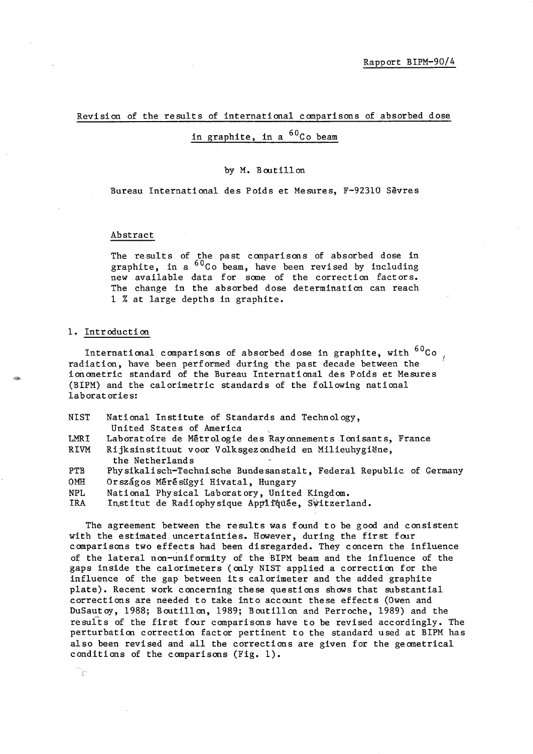Rapport BIPM-90/4

# Revision of the results of international comparisons of absorbed dose in graphite, in a $^{60}Co$ beam

by M. Boutillon

Bureau International des Poids et Mesures, F-92310 Sèvres

## Abstract

The results of the past comparisons of absorbed dose in graphite, in a $^{60}Co$ beam, have been revised by including new available data for some of the correction factors. The change in the absorbed dose determination can reach 1 % at large depths in graphite.

## 1. Introduction

International comparisons of absorbed dose in graphite, with $^{60}Co$ radiation, have been performed during the past decade between the ionometric standard of the Bureau International des Poids et Mesures (BIPM) and the calorimetric standards of the following national laboratories:

| | |
|---|---|
| NIST | National Institute of Standards and Technology, United States of America |
| LMRI | Laboratoire de Métrologie des Rayonnements Ionisants, France |
| RIVM | Rijksinstituut voor Volksgezondheid en Milieuhygiëne, the Netherlands |
| PTB | Physikalisch-Technische Bundesanstalt, Federal Republic of Germany |
| OMH | Országos Mérésügyi Hivatal, Hungary |
| NPL | National Physical Laboratory, United Kingdom. |
| IRA | Institut de Radiophysique Appliquée, Switzerland. |

The agreement between the results was found to be good and consistent with the estimated uncertainties. However, during the first four comparisons two effects had been disregarded. They concern the influence of the lateral non-uniformity of the BIPM beam and the influence of the gaps inside the calorimeters (only NIST applied a correction for the influence of the gap between its calorimeter and the added graphite plate). Recent work concerning these questions shows that substantial corrections are needed to take into account these effects (Owen and DuSautoy, 1988; Boutillon, 1989; Boutillon and Perroche, 1989) and the results of the first four comparisons have to be revised accordingly. The perturbation correction factor pertinent to the standard used at BIPM has also been revised and all the corrections are given for the geometrical conditions of the comparisons (Fig. 1).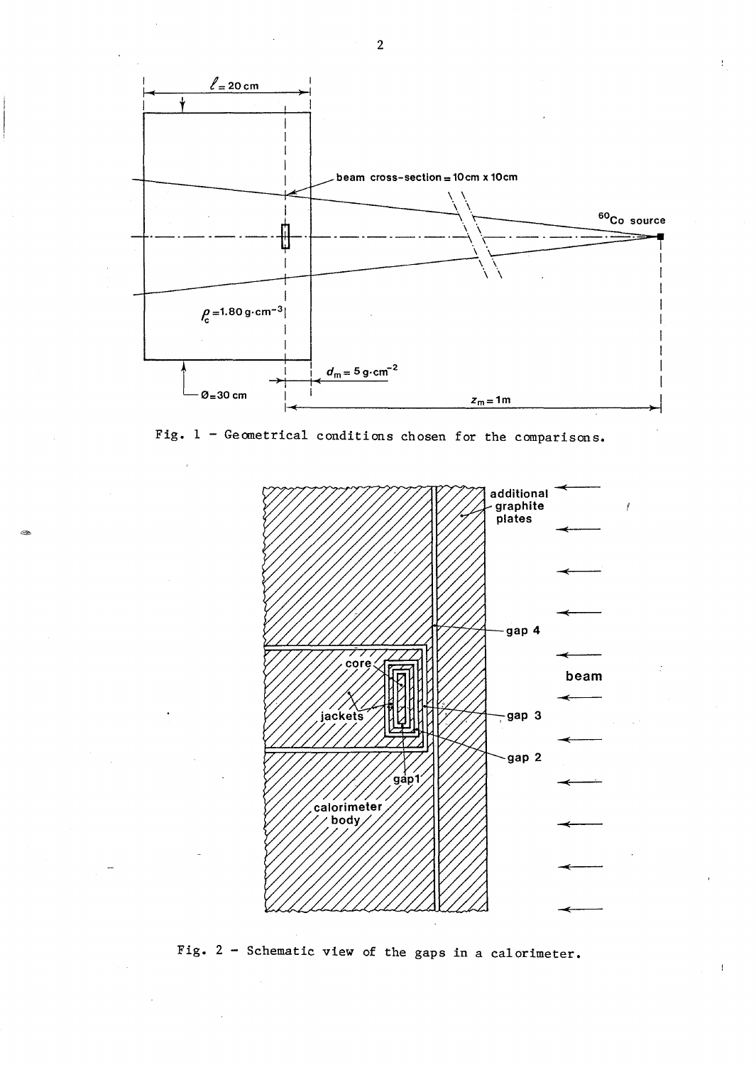Fig. 1 - Geometrical conditions chosen for the comparisons.

Fig. 2 - Schematic view of the gaps in a calorimeter.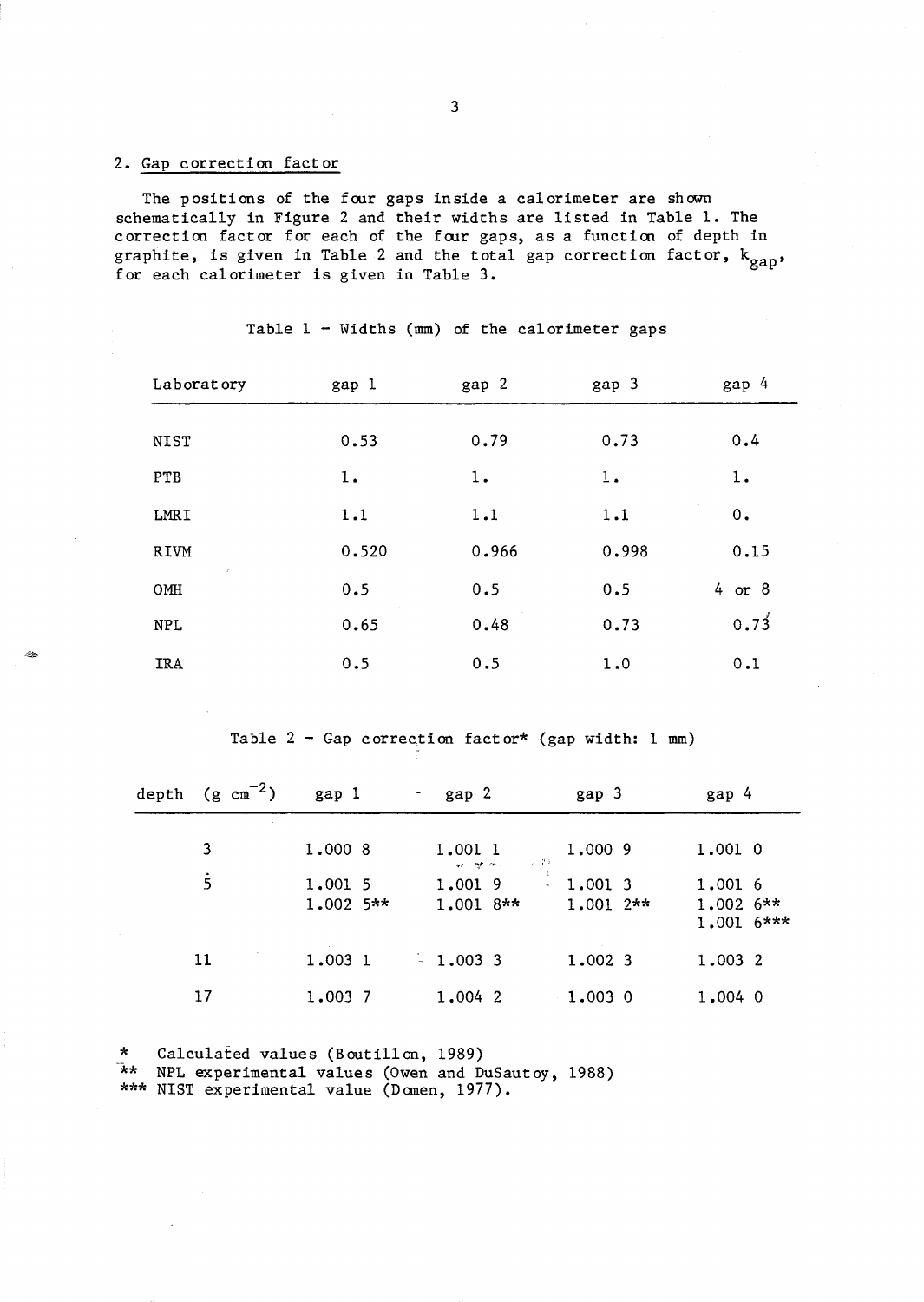## 2. Gap correction factor

The positions of the four gaps inside a calorimeter are shown schematically in Figure 2 and their widths are listed in Table 1. The correction factor for each of the four gaps, as a function of depth in graphite, is given in Table 2 and the total gap correction factor, $k_{gap}$, for each calorimeter is given in Table 3.

Table 1 - Widths (mm) of the calorimeter gaps

| Laboratory | gap 1 | gap 2 | gap 3 | gap 4 |
|---|---|---|---|---|
| NIST | 0.53 | 0.79 | 0.73 | 0.4 |
| PTB | 1. | 1. | 1. | 1. |
| LMRI | 1.1 | 1.1 | 1.1 | 0. |
| RIVM | 0.520 | 0.966 | 0.998 | 0.15 |
| OMH | 0.5 | 0.5 | 0.5 | 4 or 8 |
| NPL | 0.65 | 0.48 | 0.73 | 0.73 |
| IRA | 0.5 | 0.5 | 1.0 | 0.1 |

Table 2 - Gap correction factor* (gap width: 1 mm)

| depth ($g\ cm^{-2}$) | gap 1 | gap 2 | gap 3 | gap 4 |
|---|---|---|---|---|
| 3 | 1.000 8 | 1.001 1 | 1.000 9 | 1.001 0 |
| 5 | 1.001 5<br>1.002 5** | 1.001 9<br>1.001 8** | 1.001 3<br>1.001 2** | 1.001 6<br>1.002 6**<br>1.001 6*** |
| 11 | 1.003 1 | 1.003 3 | 1.002 3 | 1.003 2 |
| 17 | 1.003 7 | 1.004 2 | 1.003 0 | 1.004 0 |

\* Calculated values (Boutillon, 1989)
** NPL experimental values (Owen and DuSautoy, 1988)
*** NIST experimental value (Domen, 1977).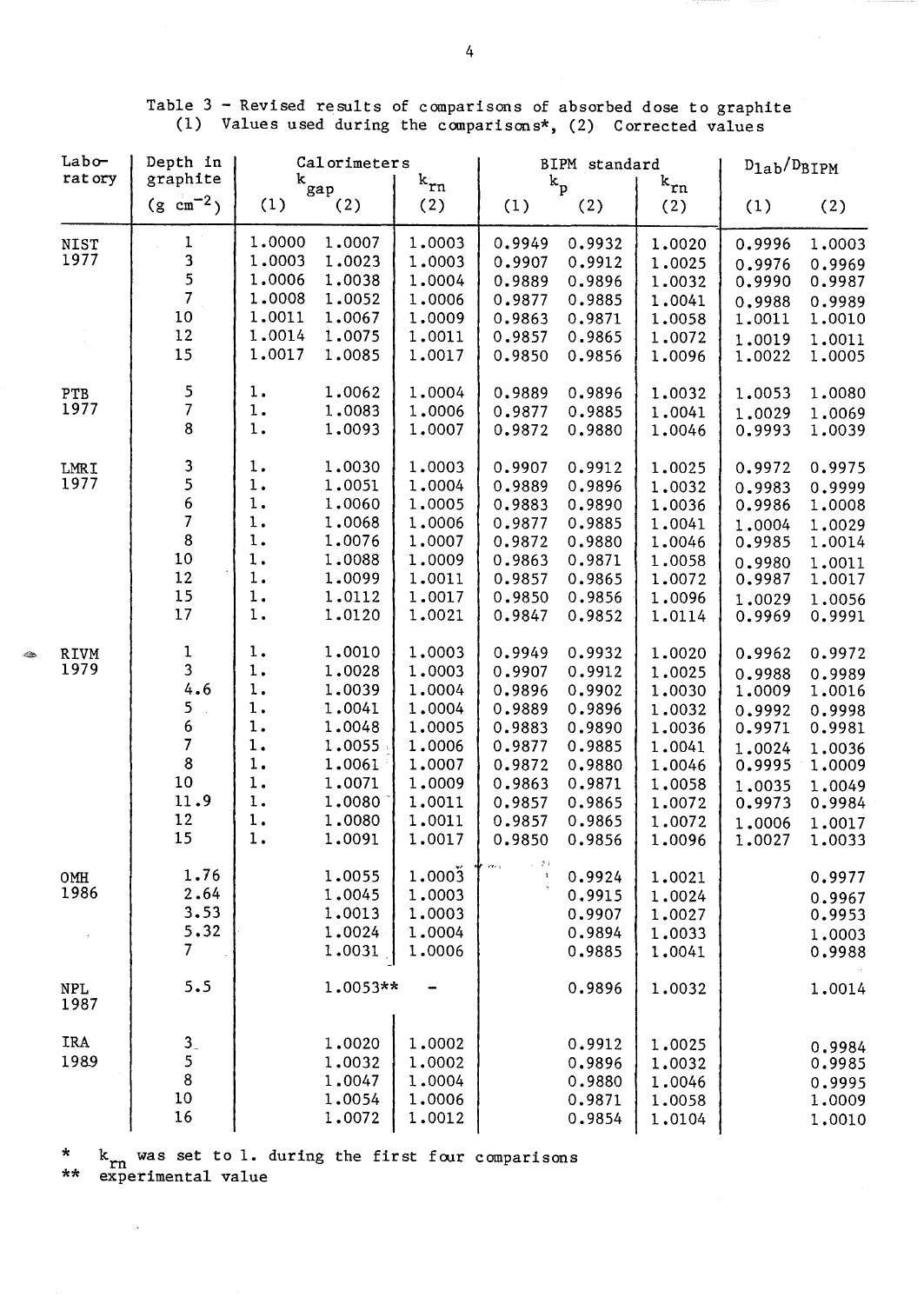Table 3 – Revised results of comparisons of absorbed dose to graphite
(1) Values used during the comparisons*, (2) Corrected values

| Laboratory | Depth in graphite ($g\ cm^{-2}$) | Calorimeters $k_{gap}$ (1) | Calorimeters $k_{gap}$ (2) | Calorimeters $k_{rn}$ (2) | BIPM standard $k_p$ (1) | BIPM standard $k_p$ (2) | BIPM standard $k_{rn}$ (2) | $D_{lab}/D_{BIPM}$ (1) | $D_{lab}/D_{BIPM}$ (2) |
|---|---|---|---|---|---|---|---|---|---|
| NIST 1977 | 1 | 1.0000 | 1.0007 | 1.0003 | 0.9949 | 0.9932 | 1.0020 | 0.9996 | 1.0003 |
| | 3 | 1.0003 | 1.0023 | 1.0003 | 0.9907 | 0.9912 | 1.0025 | 0.9976 | 0.9969 |
| | 5 | 1.0006 | 1.0038 | 1.0004 | 0.9889 | 0.9896 | 1.0032 | 0.9990 | 0.9987 |
| | 7 | 1.0008 | 1.0052 | 1.0006 | 0.9877 | 0.9885 | 1.0041 | 0.9988 | 0.9989 |
| | 10 | 1.0011 | 1.0067 | 1.0009 | 0.9863 | 0.9871 | 1.0058 | 1.0011 | 1.0010 |
| | 12 | 1.0014 | 1.0075 | 1.0011 | 0.9857 | 0.9865 | 1.0072 | 1.0019 | 1.0011 |
| | 15 | 1.0017 | 1.0085 | 1.0017 | 0.9850 | 0.9856 | 1.0096 | 1.0022 | 1.0005 |
| PTB 1977 | 5 | 1. | 1.0062 | 1.0004 | 0.9889 | 0.9896 | 1.0032 | 1.0053 | 1.0080 |
| | 7 | 1. | 1.0083 | 1.0006 | 0.9877 | 0.9885 | 1.0041 | 1.0029 | 1.0069 |
| | 8 | 1. | 1.0093 | 1.0007 | 0.9872 | 0.9880 | 1.0046 | 0.9993 | 1.0039 |
| LMRI 1977 | 3 | 1. | 1.0030 | 1.0003 | 0.9907 | 0.9912 | 1.0025 | 0.9972 | 0.9975 |
| | 5 | 1. | 1.0051 | 1.0004 | 0.9889 | 0.9896 | 1.0032 | 0.9983 | 0.9999 |
| | 6 | 1. | 1.0060 | 1.0005 | 0.9883 | 0.9890 | 1.0036 | 0.9986 | 1.0008 |
| | 7 | 1. | 1.0068 | 1.0006 | 0.9877 | 0.9885 | 1.0041 | 1.0004 | 1.0029 |
| | 8 | 1. | 1.0076 | 1.0007 | 0.9872 | 0.9880 | 1.0046 | 0.9985 | 1.0014 |
| | 10 | 1. | 1.0088 | 1.0009 | 0.9863 | 0.9871 | 1.0058 | 0.9980 | 1.0011 |
| | 12 | 1. | 1.0099 | 1.0011 | 0.9857 | 0.9865 | 1.0072 | 0.9987 | 1.0017 |
| | 15 | 1. | 1.0112 | 1.0017 | 0.9850 | 0.9856 | 1.0096 | 1.0029 | 1.0056 |
| | 17 | 1. | 1.0120 | 1.0021 | 0.9847 | 0.9852 | 1.0114 | 0.9969 | 0.9991 |
| RIVM 1979 | 1 | 1. | 1.0010 | 1.0003 | 0.9949 | 0.9932 | 1.0020 | 0.9962 | 0.9972 |
| | 3 | 1. | 1.0028 | 1.0003 | 0.9907 | 0.9912 | 1.0025 | 0.9988 | 0.9989 |
| | 4.6 | 1. | 1.0039 | 1.0004 | 0.9896 | 0.9902 | 1.0030 | 1.0009 | 1.0016 |
| | 5 | 1. | 1.0041 | 1.0004 | 0.9889 | 0.9896 | 1.0032 | 0.9992 | 0.9998 |
| | 6 | 1. | 1.0048 | 1.0005 | 0.9883 | 0.9890 | 1.0036 | 0.9971 | 0.9981 |
| | 7 | 1. | 1.0055 | 1.0006 | 0.9877 | 0.9885 | 1.0041 | 1.0024 | 1.0036 |
| | 8 | 1. | 1.0061 | 1.0007 | 0.9872 | 0.9880 | 1.0046 | 0.9995 | 1.0009 |
| | 10 | 1. | 1.0071 | 1.0009 | 0.9863 | 0.9871 | 1.0058 | 1.0035 | 1.0049 |
| | 11.9 | 1. | 1.0080 | 1.0011 | 0.9857 | 0.9865 | 1.0072 | 0.9973 | 0.9984 |
| | 12 | 1. | 1.0080 | 1.0011 | 0.9857 | 0.9865 | 1.0072 | 1.0006 | 1.0017 |
| | 15 | 1. | 1.0091 | 1.0017 | 0.9850 | 0.9856 | 1.0096 | 1.0027 | 1.0033 |
| OMH 1986 | 1.76 | | 1.0055 | 1.0003 | | 0.9924 | 1.0021 | | 0.9977 |
| | 2.64 | | 1.0045 | 1.0003 | | 0.9915 | 1.0024 | | 0.9967 |
| | 3.53 | | 1.0013 | 1.0003 | | 0.9907 | 1.0027 | | 0.9953 |
| | 5.32 | | 1.0024 | 1.0004 | | 0.9894 | 1.0033 | | 1.0003 |
| | 7 | | 1.0031 | 1.0006 | | 0.9885 | 1.0041 | | 0.9988 |
| NPL 1987 | 5.5 | | 1.0053** | – | | 0.9896 | 1.0032 | | 1.0014 |
| IRA 1989 | 3 | | 1.0020 | 1.0002 | | 0.9912 | 1.0025 | | 0.9984 |
| | 5 | | 1.0032 | 1.0002 | | 0.9896 | 1.0032 | | 0.9985 |
| | 8 | | 1.0047 | 1.0004 | | 0.9880 | 1.0046 | | 0.9995 |
| | 10 | | 1.0054 | 1.0006 | | 0.9871 | 1.0058 | | 1.0009 |
| | 16 | | 1.0072 | 1.0012 | | 0.9854 | 1.0104 | | 1.0010 |

\* $k_{rn}$ was set to 1. during the first four comparisons

\** experimental value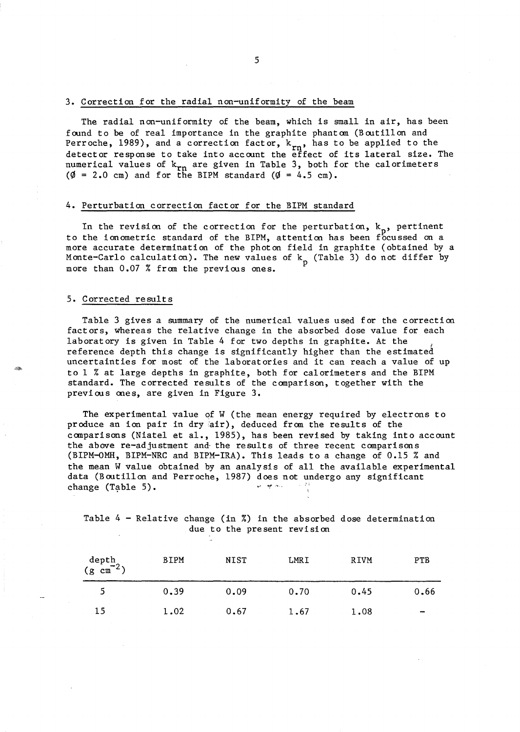## 3. Correction for the radial non-uniformity of the beam

The radial non-uniformity of the beam, which is small in air, has been found to be of real importance in the graphite phantom (Boutillon and Perroche, 1989), and a correction factor, $k_{rn}$, has to be applied to the detector response to take into account the effect of its lateral size. The numerical values of $k_{rn}$ are given in Table 3, both for the calorimeters ($\emptyset$ = 2.0 cm) and for the BIPM standard ($\emptyset$ = 4.5 cm).

## 4. Perturbation correction factor for the BIPM standard

In the revision of the correction for the perturbation, $k_p$, pertinent to the ionometric standard of the BIPM, attention has been focussed on a more accurate determination of the photon field in graphite (obtained by a Monte-Carlo calculation). The new values of $k_p$ (Table 3) do not differ by more than 0.07 % from the previous ones.

## 5. Corrected results

Table 3 gives a summary of the numerical values used for the correction factors, whereas the relative change in the absorbed dose value for each laboratory is given in Table 4 for two depths in graphite. At the reference depth this change is significantly higher than the estimated uncertainties for most of the laboratories and it can reach a value of up to 1 % at large depths in graphite, both for calorimeters and the BIPM standard. The corrected results of the comparison, together with the previous ones, are given in Figure 3.

The experimental value of W (the mean energy required by electrons to produce an ion pair in dry air), deduced from the results of the comparisons (Niatel et al., 1985), has been revised by taking into account the above re-adjustment and the results of three recent comparisons (BIPM-OMH, BIPM-NRC and BIPM-IRA). This leads to a change of 0.15 % and the mean W value obtained by an analysis of all the available experimental data (Boutillon and Perroche, 1987) does not undergo any significant change (Table 5).

Table 4 – Relative change (in %) in the absorbed dose determination due to the present revision

| depth ($g\ cm^{-2}$) | BIPM | NIST | LMRI | RIVM | PTB |
|---|---|---|---|---|---|
| 5 | 0.39 | 0.09 | 0.70 | 0.45 | 0.66 |
| 15 | 1.02 | 0.67 | 1.67 | 1.08 | – |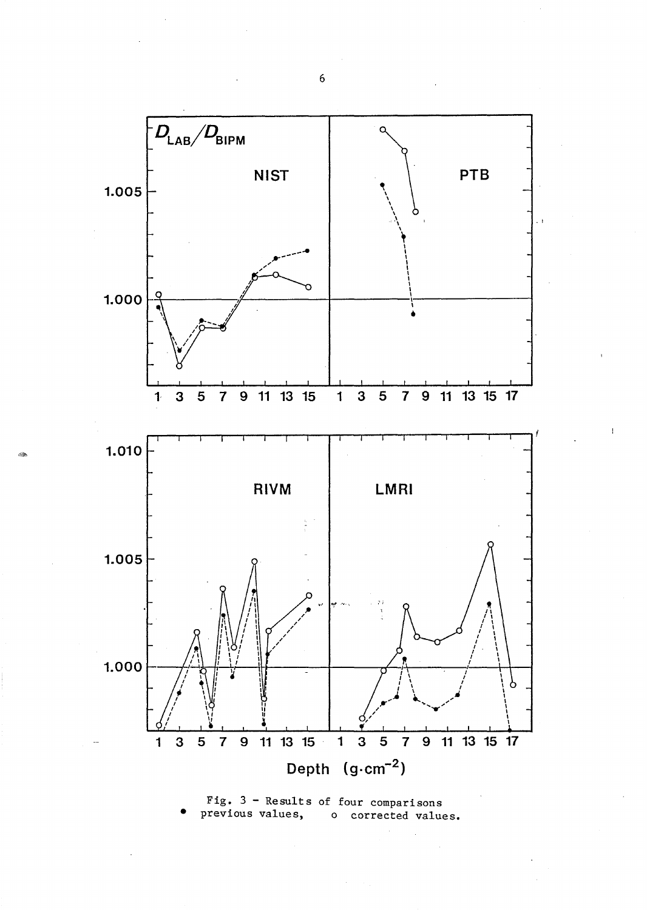Fig. 3 - Results of four comparisons
• previous values,   o corrected values.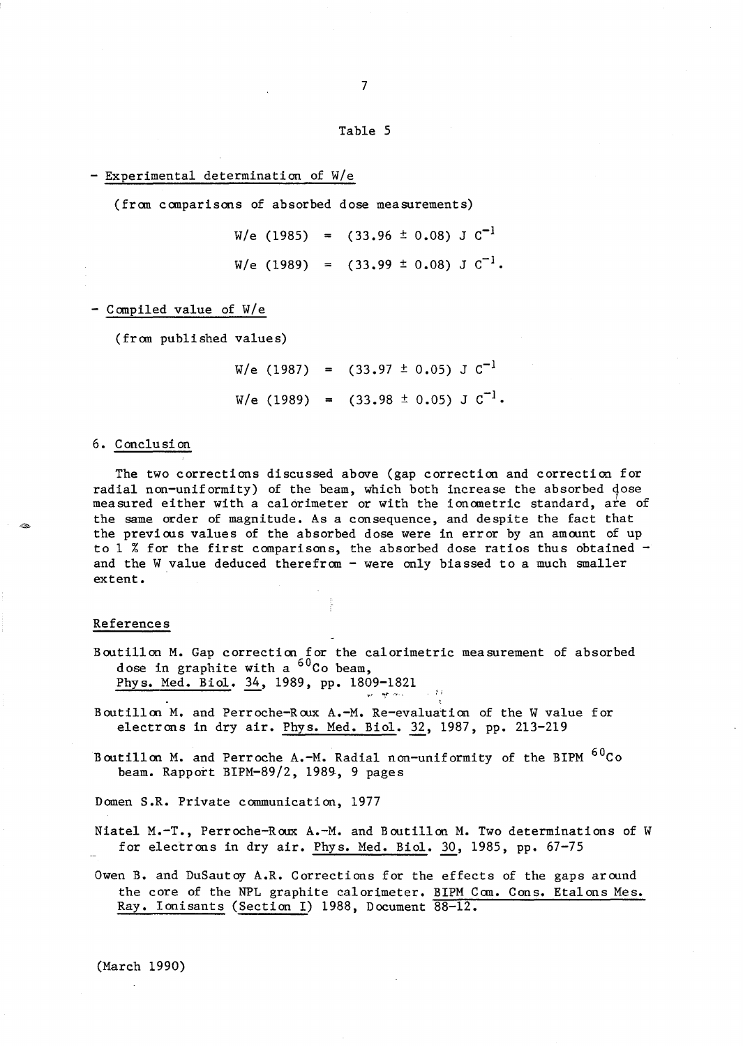Table 5

- Experimental determination of W/e

(from comparisons of absorbed dose measurements)

$$W/e\ (1985) = (33.96 \pm 0.08)\ \mathrm{J\ C^{-1}}$$

$$W/e\ (1989) = (33.99 \pm 0.08)\ \mathrm{J\ C^{-1}}.$$

- Compiled value of W/e

(from published values)

$$W/e\ (1987) = (33.97 \pm 0.05)\ \mathrm{J\ C^{-1}}$$

$$W/e\ (1989) = (33.98 \pm 0.05)\ \mathrm{J\ C^{-1}}.$$

## 6. Conclusion

The two corrections discussed above (gap correction and correction for radial non-uniformity) of the beam, which both increase the absorbed dose measured either with a calorimeter or with the ionometric standard, are of the same order of magnitude. As a consequence, and despite the fact that the previous values of the absorbed dose were in error by an amount of up to 1 % for the first comparisons, the absorbed dose ratios thus obtained - and the W value deduced therefrom - were only biassed to a much smaller extent.

## References

Boutillon M. Gap correction for the calorimetric measurement of absorbed dose in graphite with a $^{60}Co$ beam, Phys. Med. Biol. 34, 1989, pp. 1809-1821

Boutillon M. and Perroche-Roux A.-M. Re-evaluation of the W value for electrons in dry air. Phys. Med. Biol. 32, 1987, pp. 213-219

Boutillon M. and Perroche A.-M. Radial non-uniformity of the BIPM $^{60}Co$ beam. Rapport BIPM-89/2, 1989, 9 pages

Domen S.R. Private communication, 1977

Niatel M.-T., Perroche-Roux A.-M. and Boutillon M. Two determinations of W for electrons in dry air. Phys. Med. Biol. 30, 1985, pp. 67-75

Owen B. and DuSautoy A.R. Corrections for the effects of the gaps around the core of the NPL graphite calorimeter. BIPM Com. Cons. Etalons Mes. Ray. Ionisants (Section I) 1988, Document 88-12.

(March 1990)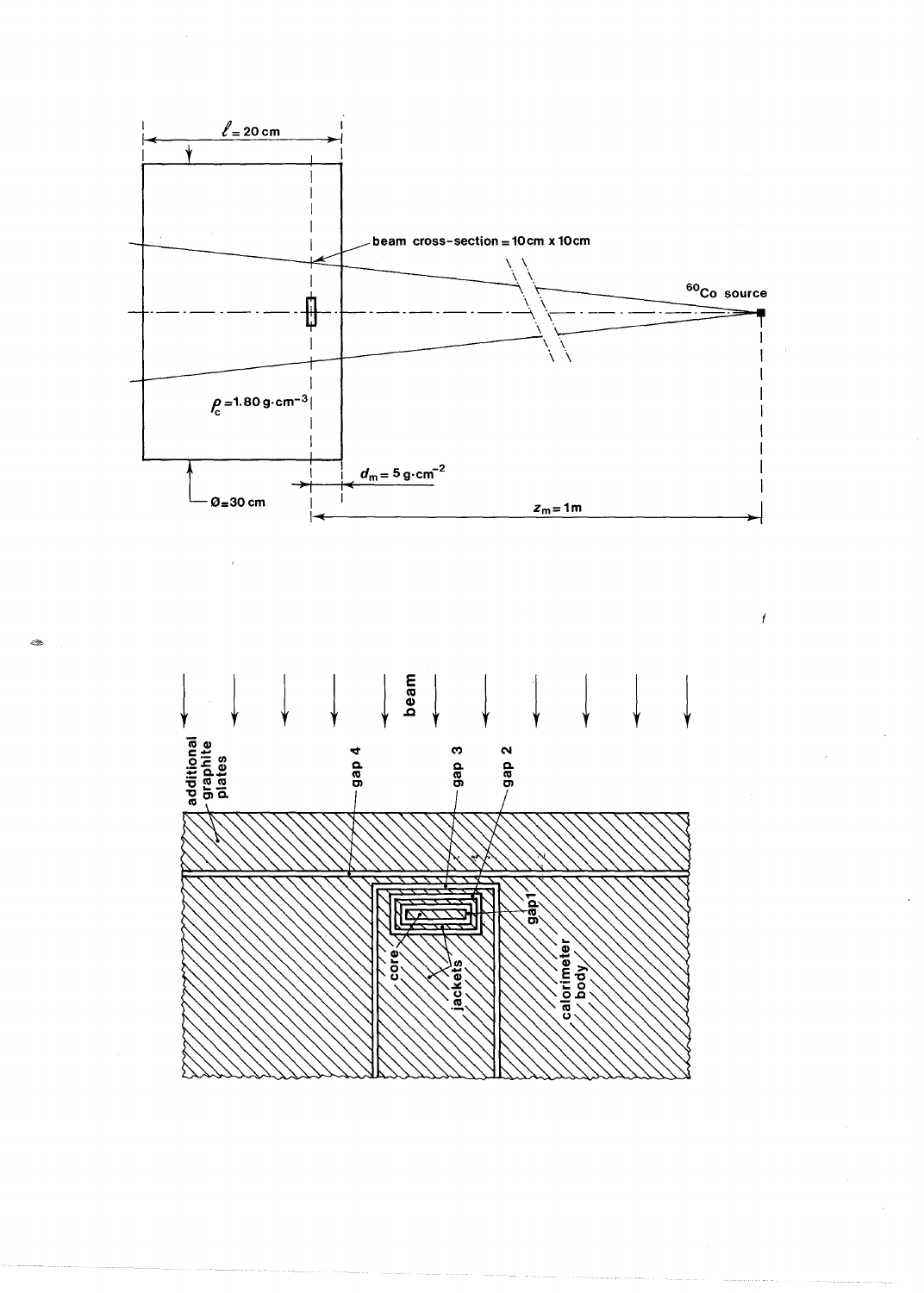ℓ = 20 cm

beam cross-section = 10 cm x 10 cm

$^{60}$Co source

$\rho_c$ = 1.80 g·cm$^{-3}$

$d_m$ = 5 g·cm$^{-2}$

Ø = 30 cm

$z_m$ = 1 m

beam

additional graphite plates

gap 4

gap 3

gap 2

gap1

core

jackets

calorimeter body